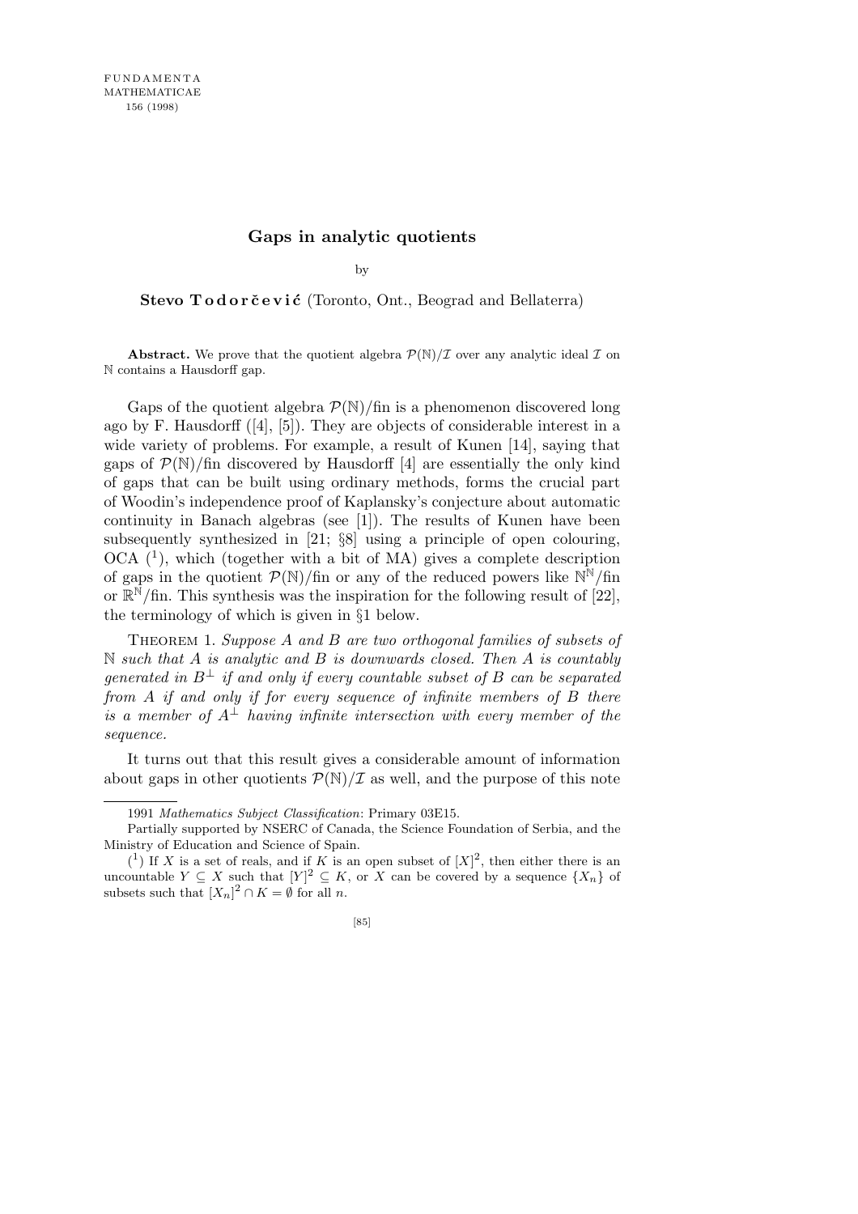FUNDAMENTA
MATHEMATICAE
156 (1998)

# Gaps in analytic quotients

by

**Stevo Todorčević** (Toronto, Ont., Beograd and Bellaterra)

**Abstract.** We prove that the quotient algebra $\mathcal{P}(\mathbb{N})/\mathcal{I}$ over any analytic ideal $\mathcal{I}$ on $\mathbb{N}$ contains a Hausdorff gap.

Gaps of the quotient algebra $\mathcal{P}(\mathbb{N})/\mathrm{fin}$ is a phenomenon discovered long ago by F. Hausdorff ([4], [5]). They are objects of considerable interest in a wide variety of problems. For example, a result of Kunen [14], saying that gaps of $\mathcal{P}(\mathbb{N})/\mathrm{fin}$ discovered by Hausdorff [4] are essentially the only kind of gaps that can be built using ordinary methods, forms the crucial part of Woodin's independence proof of Kaplansky's conjecture about automatic continuity in Banach algebras (see [1]). The results of Kunen have been subsequently synthesized in [21; §8] using a principle of open colouring, OCA ([1]), which (together with a bit of MA) gives a complete description of gaps in the quotient $\mathcal{P}(\mathbb{N})/\mathrm{fin}$ or any of the reduced powers like $\mathbb{N}^{\mathbb{N}}/\mathrm{fin}$ or $\mathbb{R}^{\mathbb{N}}/\mathrm{fin}$. This synthesis was the inspiration for the following result of [22], the terminology of which is given in §1 below.

THEOREM 1. *Suppose $A$ and $B$ are two orthogonal families of subsets of $\mathbb{N}$ such that $A$ is analytic and $B$ is downwards closed. Then $A$ is countably generated in $B^{\perp}$ if and only if every countable subset of $B$ can be separated from $A$ if and only if for every sequence of infinite members of $B$ there is a member of $A^{\perp}$ having infinite intersection with every member of the sequence.*

It turns out that this result gives a considerable amount of information about gaps in other quotients $\mathcal{P}(\mathbb{N})/\mathcal{I}$ as well, and the purpose of this note

---

1991 *Mathematics Subject Classification*: Primary 03E15.

Partially supported by NSERC of Canada, the Science Foundation of Serbia, and the Ministry of Education and Science of Spain.

([1]) If $X$ is a set of reals, and if $K$ is an open subset of $[X]^2$, then either there is an uncountable $Y \subseteq X$ such that $[Y]^2 \subseteq K$, or $X$ can be covered by a sequence $\{X_n\}$ of subsets such that $[X_n]^2 \cap K = \emptyset$ for all $n$.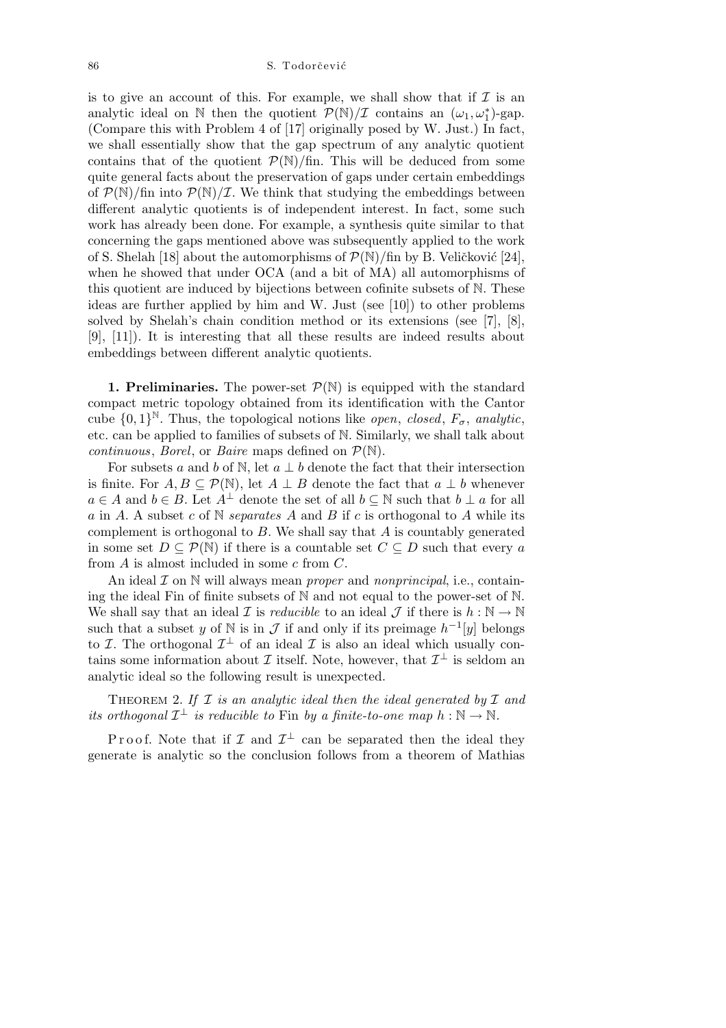is to give an account of this. For example, we shall show that if $\mathcal{I}$ is an analytic ideal on $\mathbb{N}$ then the quotient $\mathcal{P}(\mathbb{N})/\mathcal{I}$ contains an $(\omega_1, \omega_1^*)$-gap. (Compare this with Problem 4 of [17] originally posed by W. Just.) In fact, we shall essentially show that the gap spectrum of any analytic quotient contains that of the quotient $\mathcal{P}(\mathbb{N})/\text{fin}$. This will be deduced from some quite general facts about the preservation of gaps under certain embeddings of $\mathcal{P}(\mathbb{N})/\text{fin}$ into $\mathcal{P}(\mathbb{N})/\mathcal{I}$. We think that studying the embeddings between different analytic quotients is of independent interest. In fact, some such work has already been done. For example, a synthesis quite similar to that concerning the gaps mentioned above was subsequently applied to the work of S. Shelah [18] about the automorphisms of $\mathcal{P}(\mathbb{N})/\text{fin}$ by B. Veličković [24], when he showed that under OCA (and a bit of MA) all automorphisms of this quotient are induced by bijections between cofinite subsets of $\mathbb{N}$. These ideas are further applied by him and W. Just (see [10]) to other problems solved by Shelah's chain condition method or its extensions (see [7], [8], [9], [11]). It is interesting that all these results are indeed results about embeddings between different analytic quotients.

**1. Preliminaries.** The power-set $\mathcal{P}(\mathbb{N})$ is equipped with the standard compact metric topology obtained from its identification with the Cantor cube $\{0,1\}^{\mathbb{N}}$. Thus, the topological notions like *open*, *closed*, $F_\sigma$, *analytic*, etc. can be applied to families of subsets of $\mathbb{N}$. Similarly, we shall talk about *continuous*, *Borel*, or *Baire* maps defined on $\mathcal{P}(\mathbb{N})$.

For subsets $a$ and $b$ of $\mathbb{N}$, let $a \perp b$ denote the fact that their intersection is finite. For $A, B \subseteq \mathcal{P}(\mathbb{N})$, let $A \perp B$ denote the fact that $a \perp b$ whenever $a \in A$ and $b \in B$. Let $A^\perp$ denote the set of all $b \subseteq \mathbb{N}$ such that $b \perp a$ for all $a$ in $A$. A subset $c$ of $\mathbb{N}$ *separates* $A$ and $B$ if $c$ is orthogonal to $A$ while its complement is orthogonal to $B$. We shall say that $A$ is countably generated in some set $D \subseteq \mathcal{P}(\mathbb{N})$ if there is a countable set $C \subseteq D$ such that every $a$ from $A$ is almost included in some $c$ from $C$.

An ideal $\mathcal{I}$ on $\mathbb{N}$ will always mean *proper* and *nonprincipal*, i.e., containing the ideal Fin of finite subsets of $\mathbb{N}$ and not equal to the power-set of $\mathbb{N}$. We shall say that an ideal $\mathcal{I}$ is *reducible* to an ideal $\mathcal{J}$ if there is $h : \mathbb{N} \to \mathbb{N}$ such that a subset $y$ of $\mathbb{N}$ is in $\mathcal{J}$ if and only if its preimage $h^{-1}[y]$ belongs to $\mathcal{I}$. The orthogonal $\mathcal{I}^\perp$ of an ideal $\mathcal{I}$ is also an ideal which usually contains some information about $\mathcal{I}$ itself. Note, however, that $\mathcal{I}^\perp$ is seldom an analytic ideal so the following result is unexpected.

Theorem 2. *If $\mathcal{I}$ is an analytic ideal then the ideal generated by $\mathcal{I}$ and its orthogonal $\mathcal{I}^\perp$ is reducible to* Fin *by a finite-to-one map $h : \mathbb{N} \to \mathbb{N}$.*

Proof. Note that if $\mathcal{I}$ and $\mathcal{I}^\perp$ can be separated then the ideal they generate is analytic so the conclusion follows from a theorem of Mathias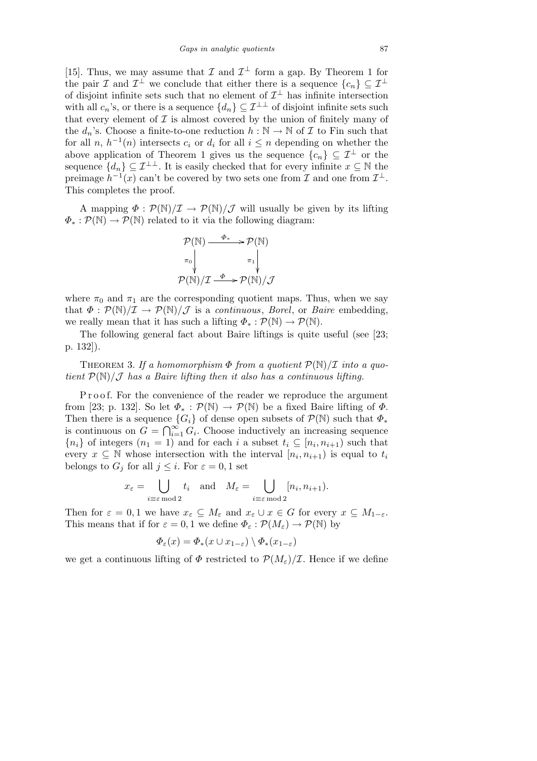[15]. Thus, we may assume that $\mathcal{I}$ and $\mathcal{I}^\perp$ form a gap. By Theorem 1 for the pair $\mathcal{I}$ and $\mathcal{I}^\perp$ we conclude that either there is a sequence $\{c_n\} \subseteq \mathcal{I}^\perp$ of disjoint infinite sets such that no element of $\mathcal{I}^\perp$ has infinite intersection with all $c_n$'s, or there is a sequence $\{d_n\} \subseteq \mathcal{I}^{\perp\perp}$ of disjoint infinite sets such that every element of $\mathcal{I}$ is almost covered by the union of finitely many of the $d_n$'s. Choose a finite-to-one reduction $h : \mathbb{N} \to \mathbb{N}$ of $\mathcal{I}$ to Fin such that for all $n$, $h^{-1}(n)$ intersects $c_i$ or $d_i$ for all $i \le n$ depending on whether the above application of Theorem 1 gives us the sequence $\{c_n\} \subseteq \mathcal{I}^\perp$ or the sequence $\{d_n\} \subseteq \mathcal{I}^{\perp\perp}$. It is easily checked that for every infinite $x \subseteq \mathbb{N}$ the preimage $h^{-1}(x)$ can't be covered by two sets one from $\mathcal{I}$ and one from $\mathcal{I}^\perp$. This completes the proof.

A mapping $\Phi : \mathcal{P}(\mathbb{N})/\mathcal{I} \to \mathcal{P}(\mathbb{N})/\mathcal{J}$ will usually be given by its lifting $\Phi_* : \mathcal{P}(\mathbb{N}) \to \mathcal{P}(\mathbb{N})$ related to it via the following diagram:

$$\begin{array}{ccc} \mathcal{P}(\mathbb{N}) & \xrightarrow{\Phi_*} & \mathcal{P}(\mathbb{N}) \\ \downarrow{\scriptstyle \pi_0} & & \downarrow{\scriptstyle \pi_1} \\ \mathcal{P}(\mathbb{N})/\mathcal{I} & \xrightarrow{\Phi} & \mathcal{P}(\mathbb{N})/\mathcal{J} \end{array}$$

where $\pi_0$ and $\pi_1$ are the corresponding quotient maps. Thus, when we say that $\Phi : \mathcal{P}(\mathbb{N})/\mathcal{I} \to \mathcal{P}(\mathbb{N})/\mathcal{J}$ is a *continuous*, *Borel*, or *Baire* embedding, we really mean that it has such a lifting $\Phi_* : \mathcal{P}(\mathbb{N}) \to \mathcal{P}(\mathbb{N})$.

The following general fact about Baire liftings is quite useful (see [23; p. 132]).

Theorem 3. *If a homomorphism $\Phi$ from a quotient $\mathcal{P}(\mathbb{N})/\mathcal{I}$ into a quotient $\mathcal{P}(\mathbb{N})/\mathcal{J}$ has a Baire lifting then it also has a continuous lifting.*

Proof. For the convenience of the reader we reproduce the argument from [23; p. 132]. So let $\Phi_* : \mathcal{P}(\mathbb{N}) \to \mathcal{P}(\mathbb{N})$ be a fixed Baire lifting of $\Phi$. Then there is a sequence $\{G_i\}$ of dense open subsets of $\mathcal{P}(\mathbb{N})$ such that $\Phi_*$ is continuous on $G = \bigcap_{i=1}^\infty G_i$. Choose inductively an increasing sequence $\{n_i\}$ of integers ($n_1 = 1$) and for each $i$ a subset $t_i \subseteq [n_i, n_{i+1})$ such that every $x \subseteq \mathbb{N}$ whose intersection with the interval $[n_i, n_{i+1})$ is equal to $t_i$ belongs to $G_j$ for all $j \le i$. For $\varepsilon = 0, 1$ set

$$x_\varepsilon = \bigcup_{i \equiv \varepsilon \bmod 2} t_i \quad \text{and} \quad M_\varepsilon = \bigcup_{i \equiv \varepsilon \bmod 2} [n_i, n_{i+1}).$$

Then for $\varepsilon = 0, 1$ we have $x_\varepsilon \subseteq M_\varepsilon$ and $x_\varepsilon \cup x \in G$ for every $x \subseteq M_{1-\varepsilon}$. This means that if for $\varepsilon = 0, 1$ we define $\Phi_\varepsilon : \mathcal{P}(M_\varepsilon) \to \mathcal{P}(\mathbb{N})$ by

$$\Phi_\varepsilon(x) = \Phi_*(x \cup x_{1-\varepsilon}) \setminus \Phi_*(x_{1-\varepsilon})$$

we get a continuous lifting of $\Phi$ restricted to $\mathcal{P}(M_\varepsilon)/\mathcal{I}$. Hence if we define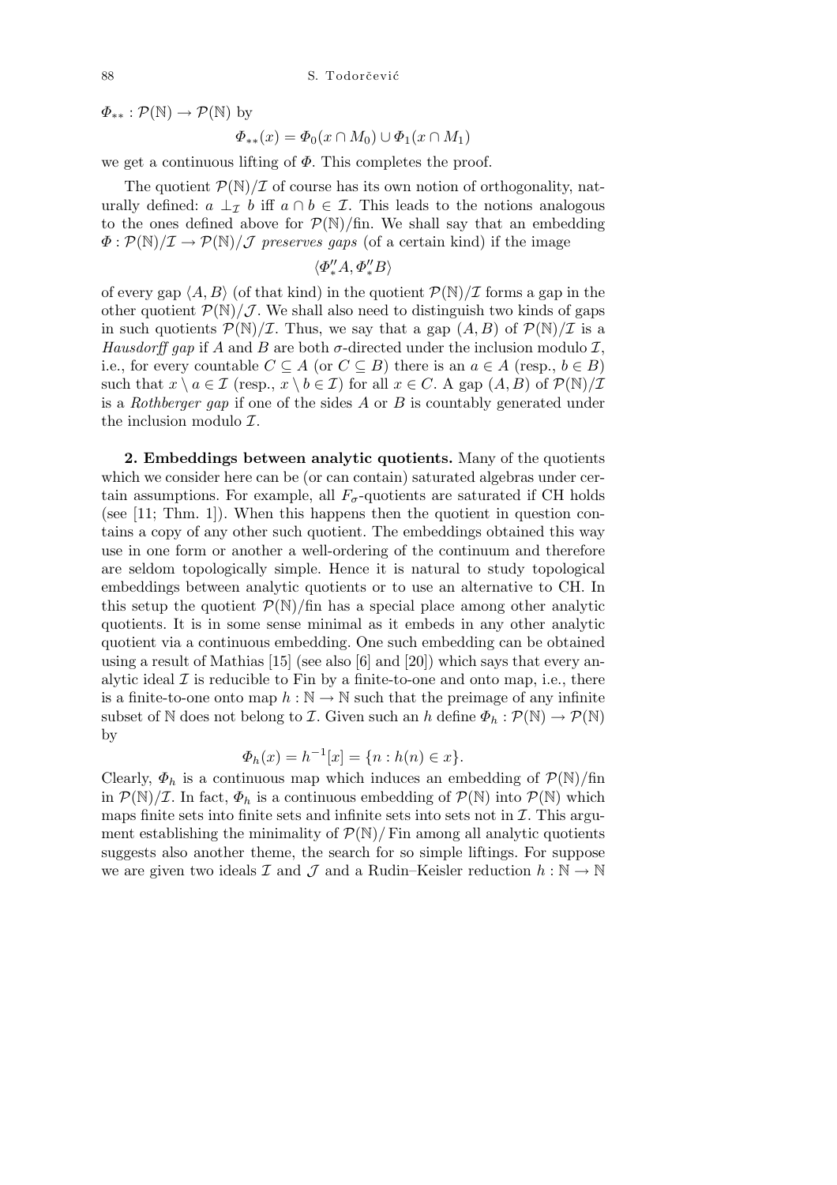$\Phi_{**} : \mathcal{P}(\mathbb{N}) \to \mathcal{P}(\mathbb{N})$ by

$$\Phi_{**}(x) = \Phi_0(x \cap M_0) \cup \Phi_1(x \cap M_1)$$

we get a continuous lifting of $\Phi$. This completes the proof.

The quotient $\mathcal{P}(\mathbb{N})/\mathcal{I}$ of course has its own notion of orthogonality, naturally defined: $a \perp_{\mathcal{I}} b$ iff $a \cap b \in \mathcal{I}$. This leads to the notions analogous to the ones defined above for $\mathcal{P}(\mathbb{N})/\mathrm{fin}$. We shall say that an embedding $\Phi : \mathcal{P}(\mathbb{N})/\mathcal{I} \to \mathcal{P}(\mathbb{N})/\mathcal{J}$ *preserves gaps* (of a certain kind) if the image

$$\langle \Phi''_* A, \Phi''_* B \rangle$$

of every gap $\langle A, B\rangle$ (of that kind) in the quotient $\mathcal{P}(\mathbb{N})/\mathcal{I}$ forms a gap in the other quotient $\mathcal{P}(\mathbb{N})/\mathcal{J}$. We shall also need to distinguish two kinds of gaps in such quotients $\mathcal{P}(\mathbb{N})/\mathcal{I}$. Thus, we say that a gap $(A, B)$ of $\mathcal{P}(\mathbb{N})/\mathcal{I}$ is a *Hausdorff gap* if $A$ and $B$ are both $\sigma$-directed under the inclusion modulo $\mathcal{I}$, i.e., for every countable $C \subseteq A$ (or $C \subseteq B$) there is an $a \in A$ (resp., $b \in B$) such that $x \setminus a \in \mathcal{I}$ (resp., $x \setminus b \in \mathcal{I}$) for all $x \in C$. A gap $(A, B)$ of $\mathcal{P}(\mathbb{N})/\mathcal{I}$ is a *Rothberger gap* if one of the sides $A$ or $B$ is countably generated under the inclusion modulo $\mathcal{I}$.

**2. Embeddings between analytic quotients.** Many of the quotients which we consider here can be (or can contain) saturated algebras under certain assumptions. For example, all $F_\sigma$-quotients are saturated if CH holds (see [11; Thm. 1]). When this happens then the quotient in question contains a copy of any other such quotient. The embeddings obtained this way use in one form or another a well-ordering of the continuum and therefore are seldom topologically simple. Hence it is natural to study topological embeddings between analytic quotients or to use an alternative to CH. In this setup the quotient $\mathcal{P}(\mathbb{N})/\mathrm{fin}$ has a special place among other analytic quotients. It is in some sense minimal as it embeds in any other analytic quotient via a continuous embedding. One such embedding can be obtained using a result of Mathias [15] (see also [6] and [20]) which says that every analytic ideal $\mathcal{I}$ is reducible to Fin by a finite-to-one and onto map, i.e., there is a finite-to-one onto map $h : \mathbb{N} \to \mathbb{N}$ such that the preimage of any infinite subset of $\mathbb{N}$ does not belong to $\mathcal{I}$. Given such an $h$ define $\Phi_h : \mathcal{P}(\mathbb{N}) \to \mathcal{P}(\mathbb{N})$ by

$$\Phi_h(x) = h^{-1}[x] = \{n : h(n) \in x\}.$$

Clearly, $\Phi_h$ is a continuous map which induces an embedding of $\mathcal{P}(\mathbb{N})/\mathrm{fin}$ in $\mathcal{P}(\mathbb{N})/\mathcal{I}$. In fact, $\Phi_h$ is a continuous embedding of $\mathcal{P}(\mathbb{N})$ into $\mathcal{P}(\mathbb{N})$ which maps finite sets into finite sets and infinite sets into sets not in $\mathcal{I}$. This argument establishing the minimality of $\mathcal{P}(\mathbb{N})/\mathrm{Fin}$ among all analytic quotients suggests also another theme, the search for so simple liftings. For suppose we are given two ideals $\mathcal{I}$ and $\mathcal{J}$ and a Rudin–Keisler reduction $h : \mathbb{N} \to \mathbb{N}$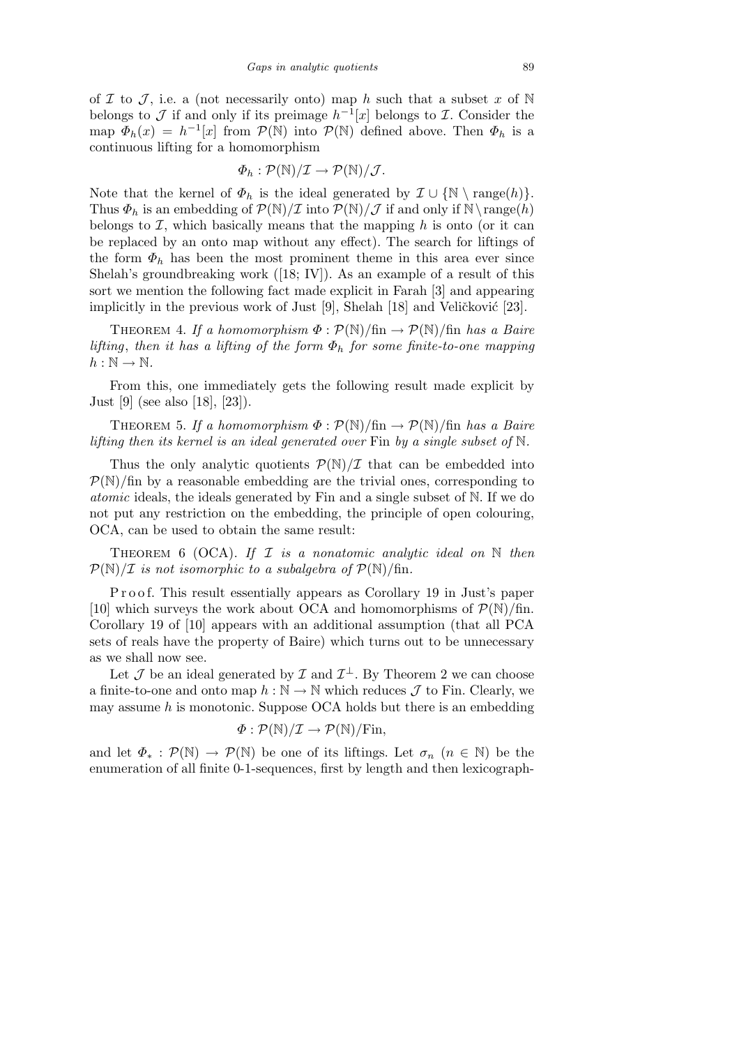of $\mathcal{I}$ to $\mathcal{J}$, i.e. a (not necessarily onto) map $h$ such that a subset $x$ of $\mathbb{N}$ belongs to $\mathcal{J}$ if and only if its preimage $h^{-1}[x]$ belongs to $\mathcal{I}$. Consider the map $\Phi_h(x) = h^{-1}[x]$ from $\mathcal{P}(\mathbb{N})$ into $\mathcal{P}(\mathbb{N})$ defined above. Then $\Phi_h$ is a continuous lifting for a homomorphism

$$\Phi_h : \mathcal{P}(\mathbb{N})/\mathcal{I} \to \mathcal{P}(\mathbb{N})/\mathcal{J}.$$

Note that the kernel of $\Phi_h$ is the ideal generated by $\mathcal{I} \cup \{\mathbb{N} \setminus \mathrm{range}(h)\}$. Thus $\Phi_h$ is an embedding of $\mathcal{P}(\mathbb{N})/\mathcal{I}$ into $\mathcal{P}(\mathbb{N})/\mathcal{J}$ if and only if $\mathbb{N} \setminus \mathrm{range}(h)$ belongs to $\mathcal{I}$, which basically means that the mapping $h$ is onto (or it can be replaced by an onto map without any effect). The search for liftings of the form $\Phi_h$ has been the most prominent theme in this area ever since Shelah's groundbreaking work ([18; IV]). As an example of a result of this sort we mention the following fact made explicit in Farah [3] and appearing implicitly in the previous work of Just [9], Shelah [18] and Veličković [23].

Theorem 4. *If a homomorphism $\Phi : \mathcal{P}(\mathbb{N})/\mathrm{fin} \to \mathcal{P}(\mathbb{N})/\mathrm{fin}$ has a Baire lifting, then it has a lifting of the form $\Phi_h$ for some finite-to-one mapping $h : \mathbb{N} \to \mathbb{N}$.*

From this, one immediately gets the following result made explicit by Just [9] (see also [18], [23]).

Theorem 5. *If a homomorphism $\Phi : \mathcal{P}(\mathbb{N})/\mathrm{fin} \to \mathcal{P}(\mathbb{N})/\mathrm{fin}$ has a Baire lifting then its kernel is an ideal generated over* Fin *by a single subset of $\mathbb{N}$.*

Thus the only analytic quotients $\mathcal{P}(\mathbb{N})/\mathcal{I}$ that can be embedded into $\mathcal{P}(\mathbb{N})/\mathrm{fin}$ by a reasonable embedding are the trivial ones, corresponding to *atomic* ideals, the ideals generated by Fin and a single subset of $\mathbb{N}$. If we do not put any restriction on the embedding, the principle of open colouring, OCA, can be used to obtain the same result:

Theorem 6 (OCA). *If $\mathcal{I}$ is a nonatomic analytic ideal on $\mathbb{N}$ then $\mathcal{P}(\mathbb{N})/\mathcal{I}$ is not isomorphic to a subalgebra of $\mathcal{P}(\mathbb{N})/\mathrm{fin}$.*

Proof. This result essentially appears as Corollary 19 in Just's paper [10] which surveys the work about OCA and homomorphisms of $\mathcal{P}(\mathbb{N})/\mathrm{fin}$. Corollary 19 of [10] appears with an additional assumption (that all PCA sets of reals have the property of Baire) which turns out to be unnecessary as we shall now see.

Let $\mathcal{J}$ be an ideal generated by $\mathcal{I}$ and $\mathcal{I}^{\perp}$. By Theorem 2 we can choose a finite-to-one and onto map $h : \mathbb{N} \to \mathbb{N}$ which reduces $\mathcal{J}$ to Fin. Clearly, we may assume $h$ is monotonic. Suppose OCA holds but there is an embedding

$$\Phi : \mathcal{P}(\mathbb{N})/\mathcal{I} \to \mathcal{P}(\mathbb{N})/\mathrm{Fin},$$

and let $\Phi_* : \mathcal{P}(\mathbb{N}) \to \mathcal{P}(\mathbb{N})$ be one of its liftings. Let $\sigma_n$ ($n \in \mathbb{N}$) be the enumeration of all finite 0-1-sequences, first by length and then lexicograph-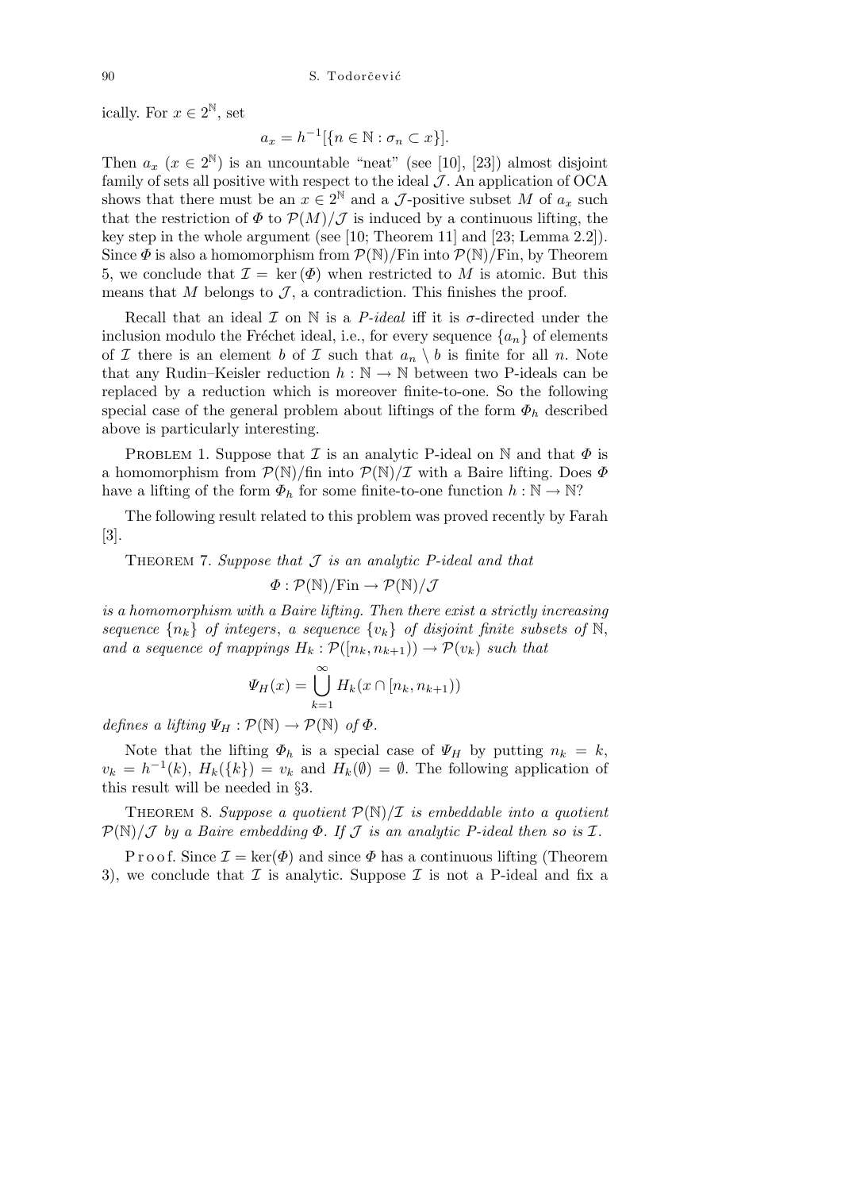ically. For $x \in 2^{\mathbb{N}}$, set

$$a_x = h^{-1}[\{n \in \mathbb{N} : \sigma_n \subset x\}].$$

Then $a_x$ $(x \in 2^{\mathbb{N}})$ is an uncountable "neat" (see [10], [23]) almost disjoint family of sets all positive with respect to the ideal $\mathcal{J}$. An application of OCA shows that there must be an $x \in 2^{\mathbb{N}}$ and a $\mathcal{J}$-positive subset $M$ of $a_x$ such that the restriction of $\Phi$ to $\mathcal{P}(M)/\mathcal{J}$ is induced by a continuous lifting, the key step in the whole argument (see [10; Theorem 11] and [23; Lemma 2.2]). Since $\Phi$ is also a homomorphism from $\mathcal{P}(\mathbb{N})/\mathrm{Fin}$ into $\mathcal{P}(\mathbb{N})/\mathrm{Fin}$, by Theorem 5, we conclude that $\mathcal{I} = \ker(\Phi)$ when restricted to $M$ is atomic. But this means that $M$ belongs to $\mathcal{J}$, a contradiction. This finishes the proof.

Recall that an ideal $\mathcal{I}$ on $\mathbb{N}$ is a *P-ideal* iff it is $\sigma$-directed under the inclusion modulo the Fréchet ideal, i.e., for every sequence $\{a_n\}$ of elements of $\mathcal{I}$ there is an element $b$ of $\mathcal{I}$ such that $a_n \setminus b$ is finite for all $n$. Note that any Rudin–Keisler reduction $h : \mathbb{N} \to \mathbb{N}$ between two P-ideals can be replaced by a reduction which is moreover finite-to-one. So the following special case of the general problem about liftings of the form $\Phi_h$ described above is particularly interesting.

Problem 1. Suppose that $\mathcal{I}$ is an analytic P-ideal on $\mathbb{N}$ and that $\Phi$ is a homomorphism from $\mathcal{P}(\mathbb{N})/\mathrm{fin}$ into $\mathcal{P}(\mathbb{N})/\mathcal{I}$ with a Baire lifting. Does $\Phi$ have a lifting of the form $\Phi_h$ for some finite-to-one function $h : \mathbb{N} \to \mathbb{N}$?

The following result related to this problem was proved recently by Farah [3].

Theorem 7. *Suppose that $\mathcal{J}$ is an analytic P-ideal and that*

$$\Phi : \mathcal{P}(\mathbb{N})/\mathrm{Fin} \to \mathcal{P}(\mathbb{N})/\mathcal{J}$$

*is a homomorphism with a Baire lifting. Then there exist a strictly increasing sequence $\{n_k\}$ of integers, a sequence $\{v_k\}$ of disjoint finite subsets of $\mathbb{N}$, and a sequence of mappings $H_k : \mathcal{P}([n_k, n_{k+1})) \to \mathcal{P}(v_k)$ such that*

$$\Psi_H(x) = \bigcup_{k=1}^{\infty} H_k(x \cap [n_k, n_{k+1}))$$

*defines a lifting $\Psi_H : \mathcal{P}(\mathbb{N}) \to \mathcal{P}(\mathbb{N})$ of $\Phi$.*

Note that the lifting $\Phi_h$ is a special case of $\Psi_H$ by putting $n_k = k$, $v_k = h^{-1}(k)$, $H_k(\{k\}) = v_k$ and $H_k(\emptyset) = \emptyset$. The following application of this result will be needed in §3.

Theorem 8. *Suppose a quotient $\mathcal{P}(\mathbb{N})/\mathcal{I}$ is embeddable into a quotient $\mathcal{P}(\mathbb{N})/\mathcal{J}$ by a Baire embedding $\Phi$. If $\mathcal{J}$ is an analytic P-ideal then so is $\mathcal{I}$.*

Proof. Since $\mathcal{I} = \ker(\Phi)$ and since $\Phi$ has a continuous lifting (Theorem 3), we conclude that $\mathcal{I}$ is analytic. Suppose $\mathcal{I}$ is not a P-ideal and fix a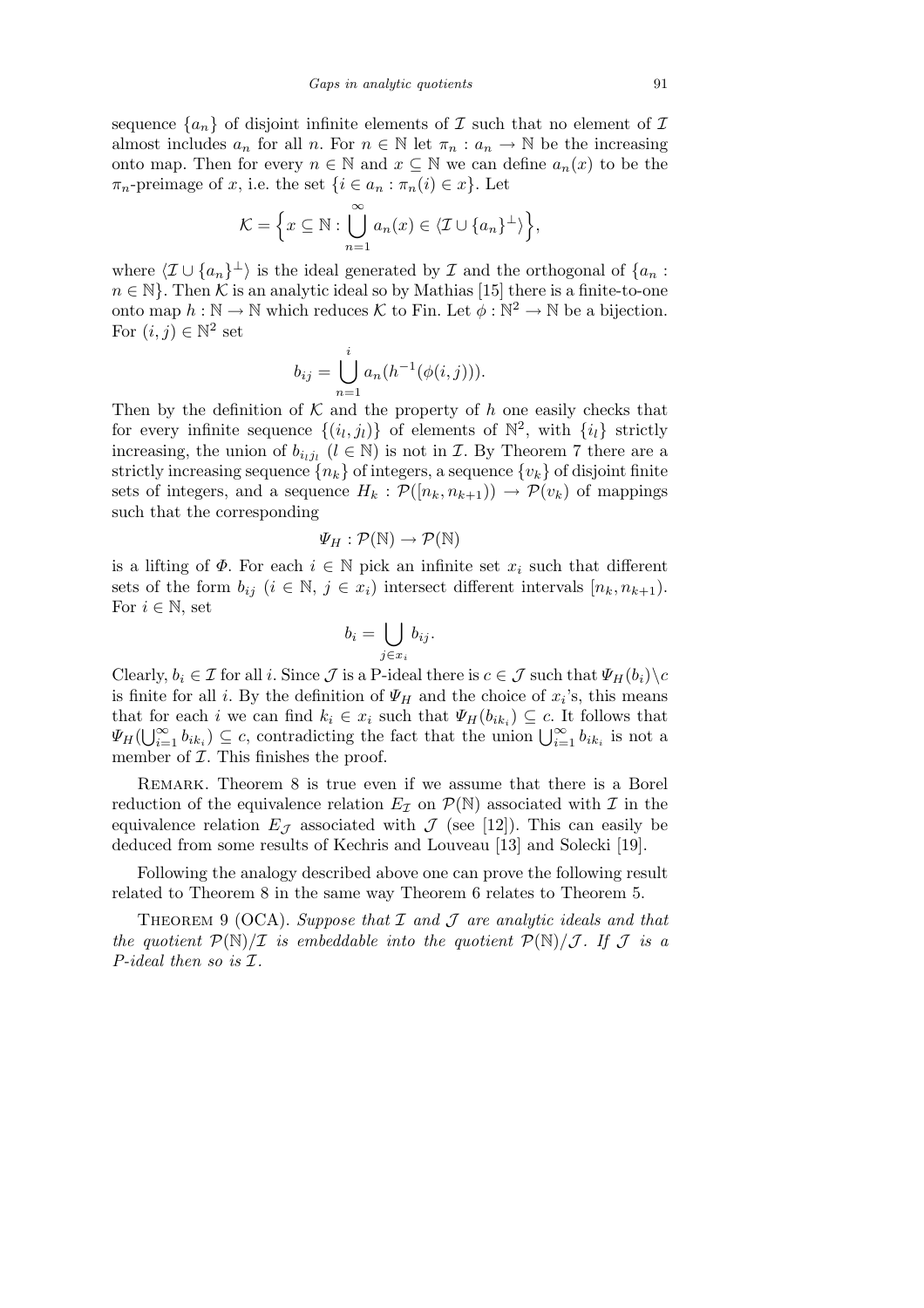sequence $\{a_n\}$ of disjoint infinite elements of $\mathcal{I}$ such that no element of $\mathcal{I}$ almost includes $a_n$ for all $n$. For $n \in \mathbb{N}$ let $\pi_n : a_n \to \mathbb{N}$ be the increasing onto map. Then for every $n \in \mathbb{N}$ and $x \subseteq \mathbb{N}$ we can define $a_n(x)$ to be the $\pi_n$-preimage of $x$, i.e. the set $\{i \in a_n : \pi_n(i) \in x\}$. Let

$$\mathcal{K} = \Big\{ x \subseteq \mathbb{N} : \bigcup_{n=1}^{\infty} a_n(x) \in \langle \mathcal{I} \cup \{a_n\}^{\perp} \rangle \Big\},$$

where $\langle \mathcal{I} \cup \{a_n\}^{\perp} \rangle$ is the ideal generated by $\mathcal{I}$ and the orthogonal of $\{a_n : n \in \mathbb{N}\}$. Then $\mathcal{K}$ is an analytic ideal so by Mathias [15] there is a finite-to-one onto map $h : \mathbb{N} \to \mathbb{N}$ which reduces $\mathcal{K}$ to Fin. Let $\phi : \mathbb{N}^2 \to \mathbb{N}$ be a bijection. For $(i,j) \in \mathbb{N}^2$ set

$$b_{ij} = \bigcup_{n=1}^{i} a_n(h^{-1}(\phi(i,j))).$$

Then by the definition of $\mathcal{K}$ and the property of $h$ one easily checks that for every infinite sequence $\{(i_l, j_l)\}$ of elements of $\mathbb{N}^2$, with $\{i_l\}$ strictly increasing, the union of $b_{i_l j_l}$ $(l \in \mathbb{N})$ is not in $\mathcal{I}$. By Theorem 7 there are a strictly increasing sequence $\{n_k\}$ of integers, a sequence $\{v_k\}$ of disjoint finite sets of integers, and a sequence $H_k : \mathcal{P}([n_k, n_{k+1})) \to \mathcal{P}(v_k)$ of mappings such that the corresponding

$$\Psi_H : \mathcal{P}(\mathbb{N}) \to \mathcal{P}(\mathbb{N})$$

is a lifting of $\Phi$. For each $i \in \mathbb{N}$ pick an infinite set $x_i$ such that different sets of the form $b_{ij}$ $(i \in \mathbb{N},\ j \in x_i)$ intersect different intervals $[n_k, n_{k+1})$. For $i \in \mathbb{N}$, set

$$b_i = \bigcup_{j \in x_i} b_{ij}.$$

Clearly, $b_i \in \mathcal{I}$ for all $i$. Since $\mathcal{J}$ is a P-ideal there is $c \in \mathcal{J}$ such that $\Psi_H(b_i) \setminus c$ is finite for all $i$. By the definition of $\Psi_H$ and the choice of $x_i$'s, this means that for each $i$ we can find $k_i \in x_i$ such that $\Psi_H(b_{ik_i}) \subseteq c$. It follows that $\Psi_H(\bigcup_{i=1}^{\infty} b_{ik_i}) \subseteq c$, contradicting the fact that the union $\bigcup_{i=1}^{\infty} b_{ik_i}$ is not a member of $\mathcal{I}$. This finishes the proof.

Remark. Theorem 8 is true even if we assume that there is a Borel reduction of the equivalence relation $E_{\mathcal{I}}$ on $\mathcal{P}(\mathbb{N})$ associated with $\mathcal{I}$ in the equivalence relation $E_{\mathcal{J}}$ associated with $\mathcal{J}$ (see [12]). This can easily be deduced from some results of Kechris and Louveau [13] and Solecki [19].

Following the analogy described above one can prove the following result related to Theorem 8 in the same way Theorem 6 relates to Theorem 5.

Theorem 9 (OCA). *Suppose that $\mathcal{I}$ and $\mathcal{J}$ are analytic ideals and that the quotient $\mathcal{P}(\mathbb{N})/\mathcal{I}$ is embeddable into the quotient $\mathcal{P}(\mathbb{N})/\mathcal{J}$. If $\mathcal{J}$ is a P-ideal then so is $\mathcal{I}$.*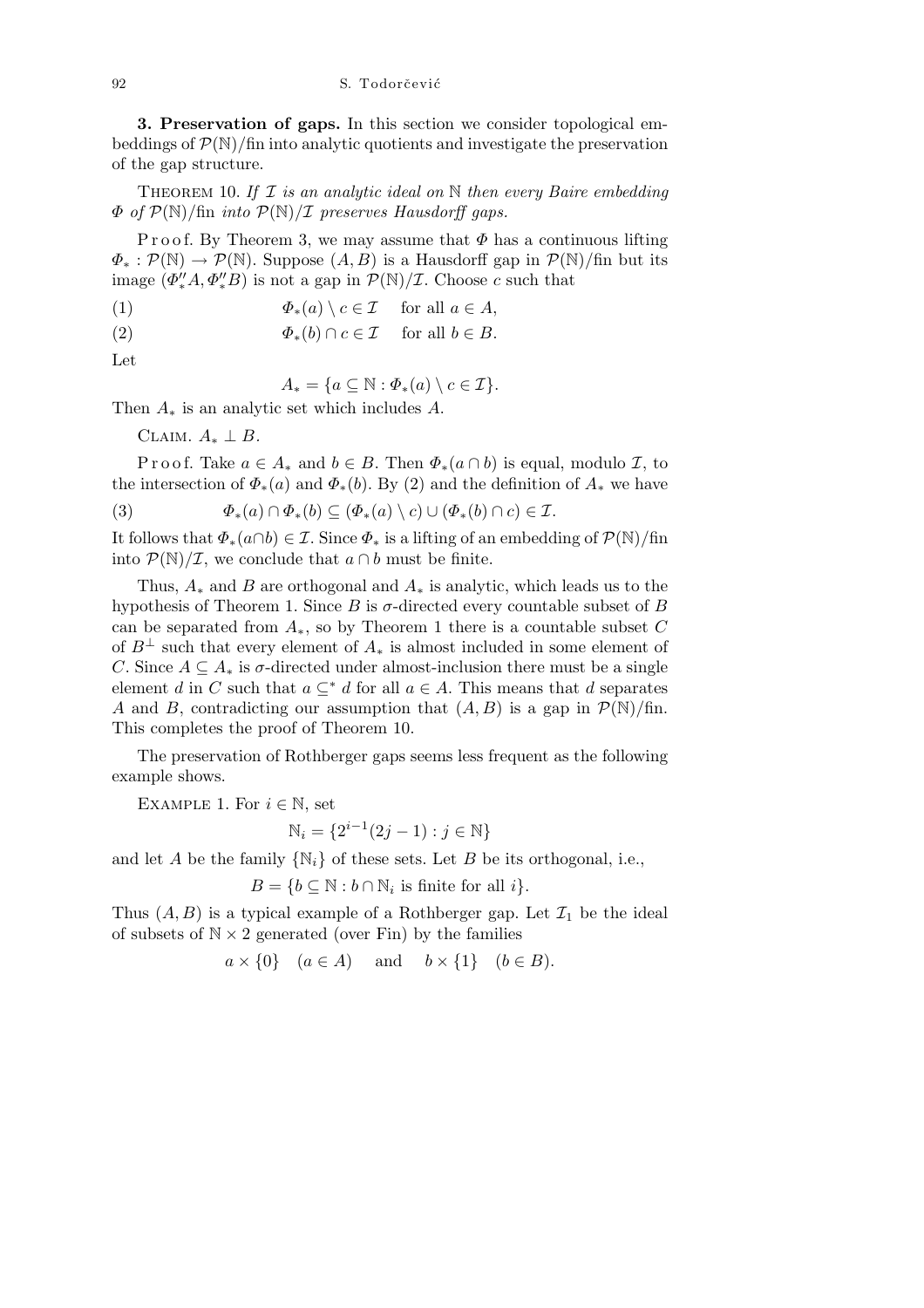**3. Preservation of gaps.** In this section we consider topological embeddings of $\mathcal{P}(\mathbb{N})/\mathrm{fin}$ into analytic quotients and investigate the preservation of the gap structure.

THEOREM 10. *If $\mathcal{I}$ is an analytic ideal on $\mathbb{N}$ then every Baire embedding $\Phi$ of $\mathcal{P}(\mathbb{N})/\mathrm{fin}$ into $\mathcal{P}(\mathbb{N})/\mathcal{I}$ preserves Hausdorff gaps.*

Proof. By Theorem 3, we may assume that $\Phi$ has a continuous lifting $\Phi_* : \mathcal{P}(\mathbb{N}) \to \mathcal{P}(\mathbb{N})$. Suppose $(A, B)$ is a Hausdorff gap in $\mathcal{P}(\mathbb{N})/\mathrm{fin}$ but its image $(\Phi_*'' A, \Phi_*'' B)$ is not a gap in $\mathcal{P}(\mathbb{N})/\mathcal{I}$. Choose $c$ such that

$$\Phi_*(a) \setminus c \in \mathcal{I} \quad \text{for all } a \in A, \tag{1}$$

$$\Phi_*(b) \cap c \in \mathcal{I} \quad \text{for all } b \in B. \tag{2}$$

Let

$$A_* = \{a \subseteq \mathbb{N} : \Phi_*(a) \setminus c \in \mathcal{I}\}.$$

Then $A_*$ is an analytic set which includes $A$.

CLAIM. $A_* \perp B$.

Proof. Take $a \in A_*$ and $b \in B$. Then $\Phi_*(a \cap b)$ is equal, modulo $\mathcal{I}$, to the intersection of $\Phi_*(a)$ and $\Phi_*(b)$. By (2) and the definition of $A_*$ we have

$$\Phi_*(a) \cap \Phi_*(b) \subseteq (\Phi_*(a) \setminus c) \cup (\Phi_*(b) \cap c) \in \mathcal{I}. \tag{3}$$

It follows that $\Phi_*(a \cap b) \in \mathcal{I}$. Since $\Phi_*$ is a lifting of an embedding of $\mathcal{P}(\mathbb{N})/\mathrm{fin}$ into $\mathcal{P}(\mathbb{N})/\mathcal{I}$, we conclude that $a \cap b$ must be finite.

Thus, $A_*$ and $B$ are orthogonal and $A_*$ is analytic, which leads us to the hypothesis of Theorem 1. Since $B$ is $\sigma$-directed every countable subset of $B$ can be separated from $A_*$, so by Theorem 1 there is a countable subset $C$ of $B^\perp$ such that every element of $A_*$ is almost included in some element of $C$. Since $A \subseteq A_*$ is $\sigma$-directed under almost-inclusion there must be a single element $d$ in $C$ such that $a \subseteq^* d$ for all $a \in A$. This means that $d$ separates $A$ and $B$, contradicting our assumption that $(A, B)$ is a gap in $\mathcal{P}(\mathbb{N})/\mathrm{fin}$. This completes the proof of Theorem 10.

The preservation of Rothberger gaps seems less frequent as the following example shows.

EXAMPLE 1. For $i \in \mathbb{N}$, set

$$\mathbb{N}_i = \{2^{i-1}(2j-1) : j \in \mathbb{N}\}$$

and let $A$ be the family $\{\mathbb{N}_i\}$ of these sets. Let $B$ be its orthogonal, i.e.,

$$B = \{b \subseteq \mathbb{N} : b \cap \mathbb{N}_i \text{ is finite for all } i\}.$$

Thus $(A, B)$ is a typical example of a Rothberger gap. Let $\mathcal{I}_1$ be the ideal of subsets of $\mathbb{N} \times 2$ generated (over Fin) by the families

$$a \times \{0\} \quad (a \in A) \qquad \text{and} \qquad b \times \{1\} \quad (b \in B).$$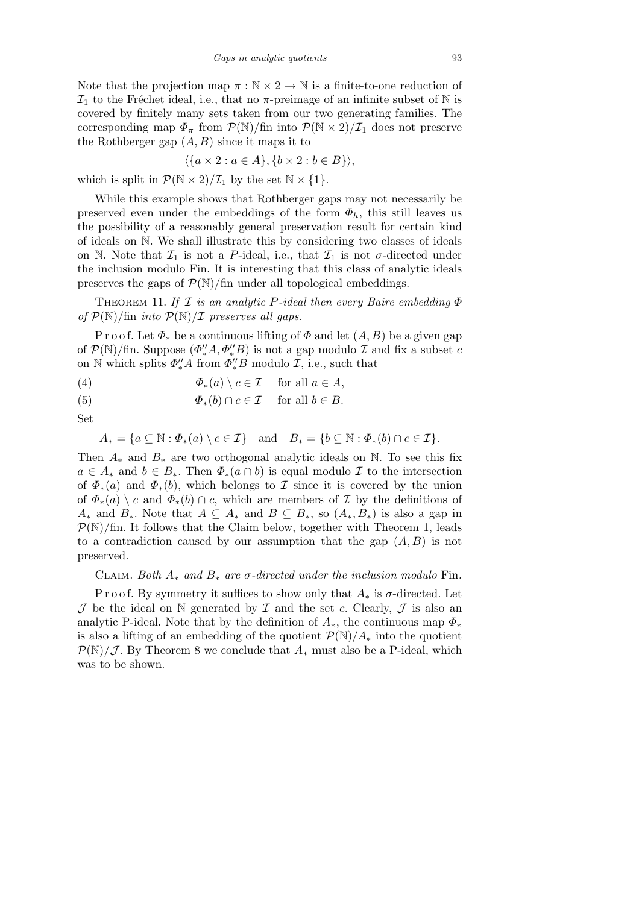Note that the projection map $\pi : \mathbb{N} \times 2 \to \mathbb{N}$ is a finite-to-one reduction of $\mathcal{I}_1$ to the Fréchet ideal, i.e., that no $\pi$-preimage of an infinite subset of $\mathbb{N}$ is covered by finitely many sets taken from our two generating families. The corresponding map $\Phi_\pi$ from $\mathcal{P}(\mathbb{N})/\mathrm{fin}$ into $\mathcal{P}(\mathbb{N} \times 2)/\mathcal{I}_1$ does not preserve the Rothberger gap $(A, B)$ since it maps it to

$$\langle \{a \times 2 : a \in A\}, \{b \times 2 : b \in B\} \rangle,$$

which is split in $\mathcal{P}(\mathbb{N} \times 2)/\mathcal{I}_1$ by the set $\mathbb{N} \times \{1\}$.

While this example shows that Rothberger gaps may not necessarily be preserved even under the embeddings of the form $\Phi_h$, this still leaves us the possibility of a reasonably general preservation result for certain kind of ideals on $\mathbb{N}$. We shall illustrate this by considering two classes of ideals on $\mathbb{N}$. Note that $\mathcal{I}_1$ is not a $P$-ideal, i.e., that $\mathcal{I}_1$ is not $\sigma$-directed under the inclusion modulo Fin. It is interesting that this class of analytic ideals preserves the gaps of $\mathcal{P}(\mathbb{N})/\mathrm{fin}$ under all topological embeddings.

Theorem 11. *If $\mathcal{I}$ is an analytic $P$-ideal then every Baire embedding $\Phi$ of $\mathcal{P}(\mathbb{N})/\mathrm{fin}$ into $\mathcal{P}(\mathbb{N})/\mathcal{I}$ preserves all gaps.*

Proof. Let $\Phi_*$ be a continuous lifting of $\Phi$ and let $(A, B)$ be a given gap of $\mathcal{P}(\mathbb{N})/\mathrm{fin}$. Suppose $(\Phi_*''A, \Phi_*''B)$ is not a gap modulo $\mathcal{I}$ and fix a subset $c$ on $\mathbb{N}$ which splits $\Phi_*''A$ from $\Phi_*''B$ modulo $\mathcal{I}$, i.e., such that

$$\Phi_*(a) \setminus c \in \mathcal{I} \quad \text{for all } a \in A, \tag{4}$$

$$\Phi_*(b) \cap c \in \mathcal{I} \quad \text{for all } b \in B. \tag{5}$$

Set

$$A_* = \{a \subseteq \mathbb{N} : \Phi_*(a) \setminus c \in \mathcal{I}\} \quad \text{and} \quad B_* = \{b \subseteq \mathbb{N} : \Phi_*(b) \cap c \in \mathcal{I}\}.$$

Then $A_*$ and $B_*$ are two orthogonal analytic ideals on $\mathbb{N}$. To see this fix $a \in A_*$ and $b \in B_*$. Then $\Phi_*(a \cap b)$ is equal modulo $\mathcal{I}$ to the intersection of $\Phi_*(a)$ and $\Phi_*(b)$, which belongs to $\mathcal{I}$ since it is covered by the union of $\Phi_*(a) \setminus c$ and $\Phi_*(b) \cap c$, which are members of $\mathcal{I}$ by the definitions of $A_*$ and $B_*$. Note that $A \subseteq A_*$ and $B \subseteq B_*$, so $(A_*, B_*)$ is also a gap in $\mathcal{P}(\mathbb{N})/\mathrm{fin}$. It follows that the Claim below, together with Theorem 1, leads to a contradiction caused by our assumption that the gap $(A, B)$ is not preserved.

Claim. *Both $A_*$ and $B_*$ are $\sigma$-directed under the inclusion modulo* Fin.

Proof. By symmetry it suffices to show only that $A_*$ is $\sigma$-directed. Let $\mathcal{J}$ be the ideal on $\mathbb{N}$ generated by $\mathcal{I}$ and the set $c$. Clearly, $\mathcal{J}$ is also an analytic P-ideal. Note that by the definition of $A_*$, the continuous map $\Phi_*$ is also a lifting of an embedding of the quotient $\mathcal{P}(\mathbb{N})/A_*$ into the quotient $\mathcal{P}(\mathbb{N})/\mathcal{J}$. By Theorem 8 we conclude that $A_*$ must also be a P-ideal, which was to be shown.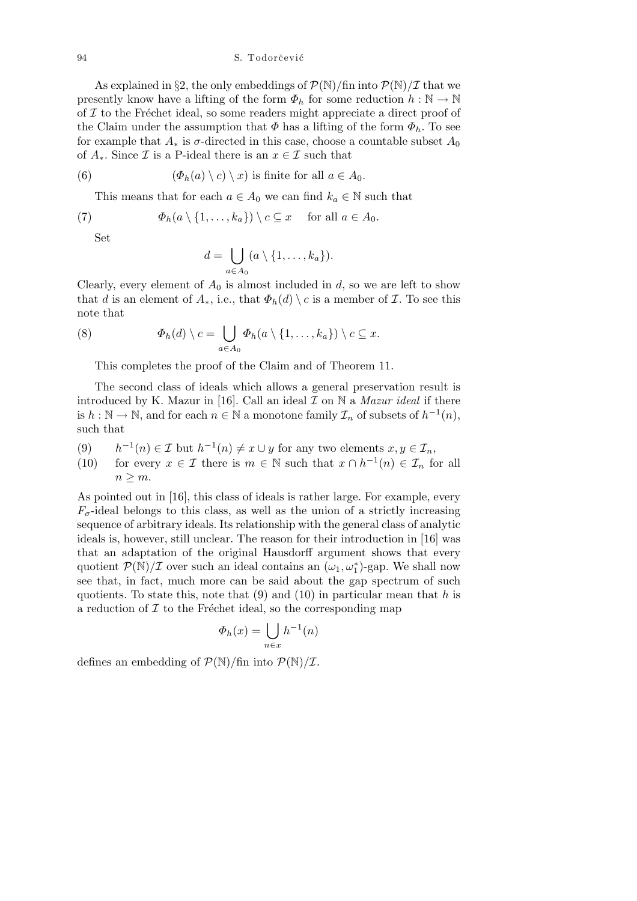As explained in §2, the only embeddings of $\mathcal{P}(\mathbb{N})/\mathrm{fin}$ into $\mathcal{P}(\mathbb{N})/\mathcal{I}$ that we presently know have a lifting of the form $\Phi_h$ for some reduction $h : \mathbb{N} \to \mathbb{N}$ of $\mathcal{I}$ to the Fréchet ideal, so some readers might appreciate a direct proof of the Claim under the assumption that $\Phi$ has a lifting of the form $\Phi_h$. To see for example that $A_*$ is $\sigma$-directed in this case, choose a countable subset $A_0$ of $A_*$. Since $\mathcal{I}$ is a P-ideal there is an $x \in \mathcal{I}$ such that

$$(\Phi_h(a) \setminus c) \setminus x) \text{ is finite for all } a \in A_0. \tag{6}$$

This means that for each $a \in A_0$ we can find $k_a \in \mathbb{N}$ such that

$$\Phi_h(a \setminus \{1, \ldots, k_a\}) \setminus c \subseteq x \quad \text{ for all } a \in A_0. \tag{7}$$

Set

$$d = \bigcup_{a \in A_0} (a \setminus \{1, \ldots, k_a\}).$$

Clearly, every element of $A_0$ is almost included in $d$, so we are left to show that $d$ is an element of $A_*$, i.e., that $\Phi_h(d) \setminus c$ is a member of $\mathcal{I}$. To see this note that

$$\Phi_h(d) \setminus c = \bigcup_{a \in A_0} \Phi_h(a \setminus \{1, \ldots, k_a\}) \setminus c \subseteq x. \tag{8}$$

This completes the proof of the Claim and of Theorem 11.

The second class of ideals which allows a general preservation result is introduced by K. Mazur in [16]. Call an ideal $\mathcal{I}$ on $\mathbb{N}$ a *Mazur ideal* if there is $h : \mathbb{N} \to \mathbb{N}$, and for each $n \in \mathbb{N}$ a monotone family $\mathcal{I}_n$ of subsets of $h^{-1}(n)$, such that

(9) $h^{-1}(n) \in \mathcal{I}$ but $h^{-1}(n) \neq x \cup y$ for any two elements $x, y \in \mathcal{I}_n$,

(10) for every $x \in \mathcal{I}$ there is $m \in \mathbb{N}$ such that $x \cap h^{-1}(n) \in \mathcal{I}_n$ for all $n \geq m$.

As pointed out in [16], this class of ideals is rather large. For example, every $F_\sigma$-ideal belongs to this class, as well as the union of a strictly increasing sequence of arbitrary ideals. Its relationship with the general class of analytic ideals is, however, still unclear. The reason for their introduction in [16] was that an adaptation of the original Hausdorff argument shows that every quotient $\mathcal{P}(\mathbb{N})/\mathcal{I}$ over such an ideal contains an $(\omega_1, \omega_1^*)$-gap. We shall now see that, in fact, much more can be said about the gap spectrum of such quotients. To state this, note that (9) and (10) in particular mean that $h$ is a reduction of $\mathcal{I}$ to the Fréchet ideal, so the corresponding map

$$\Phi_h(x) = \bigcup_{n \in x} h^{-1}(n)$$

defines an embedding of $\mathcal{P}(\mathbb{N})/\mathrm{fin}$ into $\mathcal{P}(\mathbb{N})/\mathcal{I}$.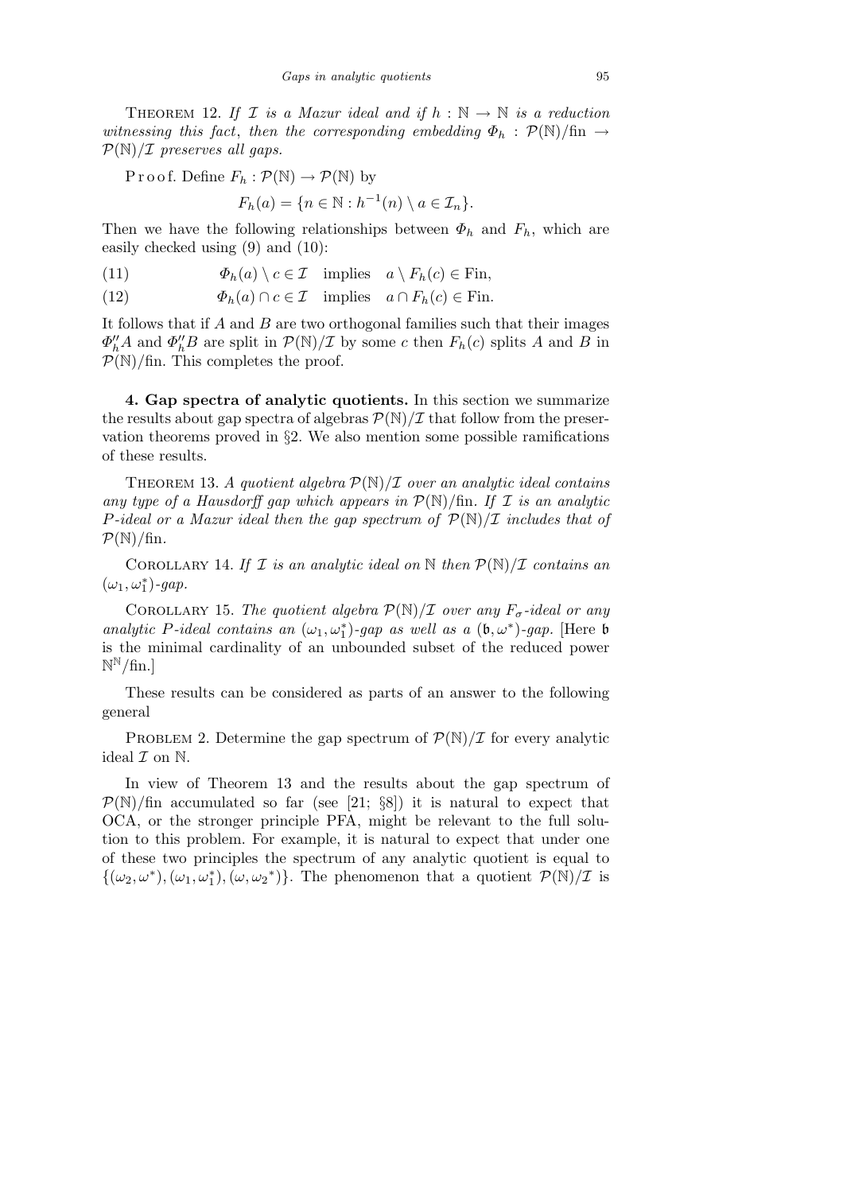THEOREM 12. *If $\mathcal{I}$ is a Mazur ideal and if $h : \mathbb{N} \to \mathbb{N}$ is a reduction witnessing this fact, then the corresponding embedding $\Phi_h : \mathcal{P}(\mathbb{N})/\mathrm{fin} \to \mathcal{P}(\mathbb{N})/\mathcal{I}$ preserves all gaps.*

Proof. Define $F_h : \mathcal{P}(\mathbb{N}) \to \mathcal{P}(\mathbb{N})$ by

$$F_h(a) = \{n \in \mathbb{N} : h^{-1}(n) \setminus a \in \mathcal{I}_n\}.$$

Then we have the following relationships between $\Phi_h$ and $F_h$, which are easily checked using (9) and (10):

$$\Phi_h(a) \setminus c \in \mathcal{I} \quad \text{implies} \quad a \setminus F_h(c) \in \mathrm{Fin}, \tag{11}$$

$$\Phi_h(a) \cap c \in \mathcal{I} \quad \text{implies} \quad a \cap F_h(c) \in \mathrm{Fin}. \tag{12}$$

It follows that if $A$ and $B$ are two orthogonal families such that their images $\Phi_h'' A$ and $\Phi_h'' B$ are split in $\mathcal{P}(\mathbb{N})/\mathcal{I}$ by some $c$ then $F_h(c)$ splits $A$ and $B$ in $\mathcal{P}(\mathbb{N})/\mathrm{fin}$. This completes the proof.

**4. Gap spectra of analytic quotients.** In this section we summarize the results about gap spectra of algebras $\mathcal{P}(\mathbb{N})/\mathcal{I}$ that follow from the preservation theorems proved in §2. We also mention some possible ramifications of these results.

THEOREM 13. *A quotient algebra $\mathcal{P}(\mathbb{N})/\mathcal{I}$ over an analytic ideal contains any type of a Hausdorff gap which appears in $\mathcal{P}(\mathbb{N})/\mathrm{fin}$. If $\mathcal{I}$ is an analytic $P$-ideal or a Mazur ideal then the gap spectrum of $\mathcal{P}(\mathbb{N})/\mathcal{I}$ includes that of $\mathcal{P}(\mathbb{N})/\mathrm{fin}$.*

COROLLARY 14. *If $\mathcal{I}$ is an analytic ideal on $\mathbb{N}$ then $\mathcal{P}(\mathbb{N})/\mathcal{I}$ contains an $(\omega_1, \omega_1^*)$-gap.*

COROLLARY 15. *The quotient algebra $\mathcal{P}(\mathbb{N})/\mathcal{I}$ over any $F_\sigma$-ideal or any analytic $P$-ideal contains an $(\omega_1, \omega_1^*)$-gap as well as a $(\mathfrak{b}, \omega^*)$-gap.* [Here $\mathfrak{b}$ is the minimal cardinality of an unbounded subset of the reduced power $\mathbb{N}^{\mathbb{N}}/\mathrm{fin}$.]

These results can be considered as parts of an answer to the following general

PROBLEM 2. Determine the gap spectrum of $\mathcal{P}(\mathbb{N})/\mathcal{I}$ for every analytic ideal $\mathcal{I}$ on $\mathbb{N}$.

In view of Theorem 13 and the results about the gap spectrum of $\mathcal{P}(\mathbb{N})/\mathrm{fin}$ accumulated so far (see [21; §8]) it is natural to expect that OCA, or the stronger principle PFA, might be relevant to the full solution to this problem. For example, it is natural to expect that under one of these two principles the spectrum of any analytic quotient is equal to $\{(\omega_2, \omega^*), (\omega_1, \omega_1^*), (\omega, \omega_2{}^*)\}$. The phenomenon that a quotient $\mathcal{P}(\mathbb{N})/\mathcal{I}$ is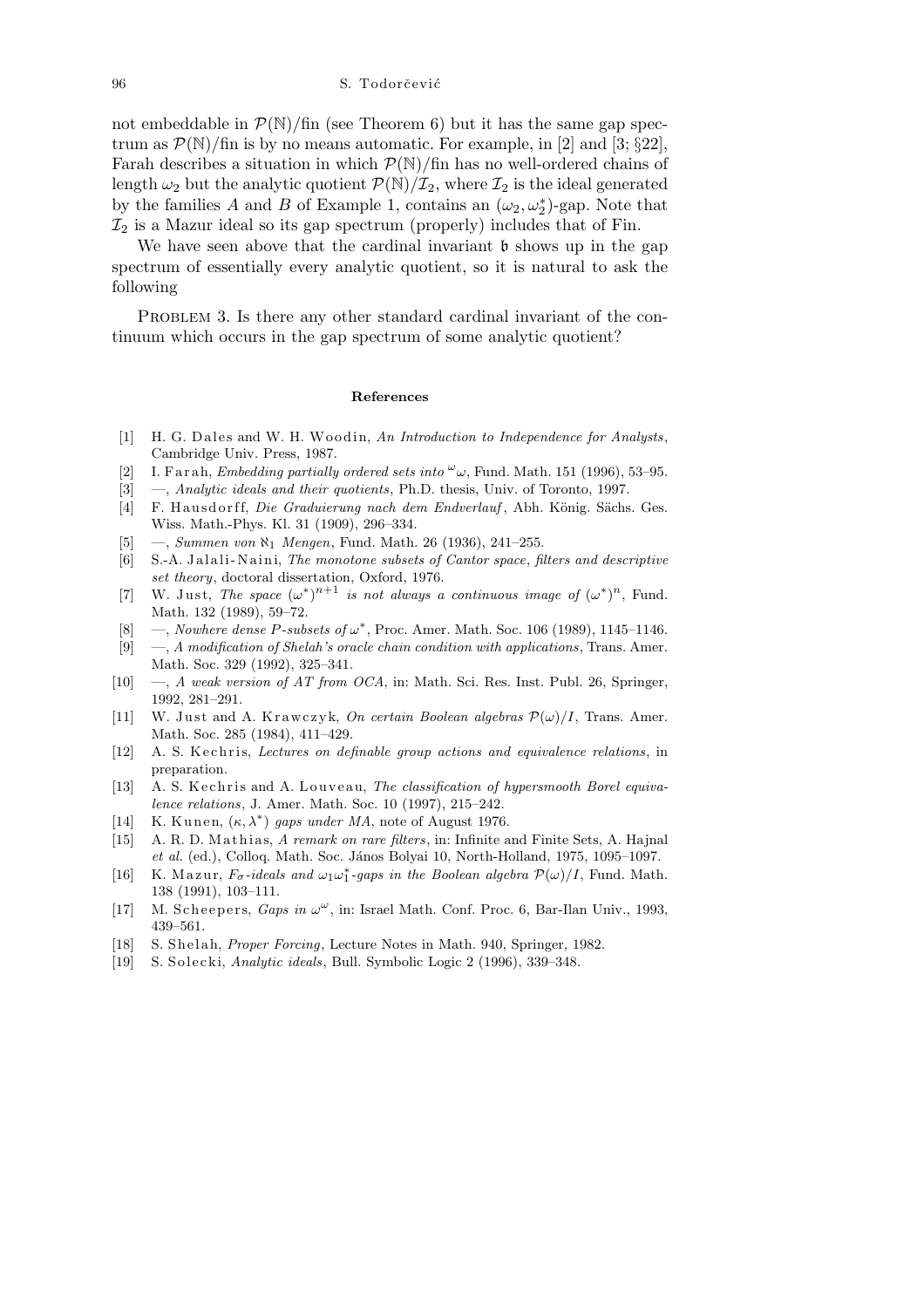not embeddable in $\mathcal{P}(\mathbb{N})/\mathrm{fin}$ (see Theorem 6) but it has the same gap spectrum as $\mathcal{P}(\mathbb{N})/\mathrm{fin}$ is by no means automatic. For example, in [2] and [3; §22], Farah describes a situation in which $\mathcal{P}(\mathbb{N})/\mathrm{fin}$ has no well-ordered chains of length $\omega_2$ but the analytic quotient $\mathcal{P}(\mathbb{N})/\mathcal{I}_2$, where $\mathcal{I}_2$ is the ideal generated by the families $A$ and $B$ of Example 1, contains an $(\omega_2, \omega_2^*)$-gap. Note that $\mathcal{I}_2$ is a Mazur ideal so its gap spectrum (properly) includes that of Fin.

We have seen above that the cardinal invariant $\mathfrak{b}$ shows up in the gap spectrum of essentially every analytic quotient, so it is natural to ask the following

Problem 3. Is there any other standard cardinal invariant of the continuum which occurs in the gap spectrum of some analytic quotient?

## References

[1] H. G. Dales and W. H. Woodin, *An Introduction to Independence for Analysts*, Cambridge Univ. Press, 1987.

[2] I. Farah, *Embedding partially ordered sets into ${}^{\omega}\omega$*, Fund. Math. 151 (1996), 53–95.

[3] —, *Analytic ideals and their quotients*, Ph.D. thesis, Univ. of Toronto, 1997.

[4] F. Hausdorff, *Die Graduierung nach dem Endverlauf*, Abh. König. Sächs. Ges. Wiss. Math.-Phys. Kl. 31 (1909), 296–334.

[5] —, *Summen von $\aleph_1$ Mengen*, Fund. Math. 26 (1936), 241–255.

[6] S.-A. Jalali-Naini, *The monotone subsets of Cantor space, filters and descriptive set theory*, doctoral dissertation, Oxford, 1976.

[7] W. Just, *The space $(\omega^*)^{n+1}$ is not always a continuous image of $(\omega^*)^n$*, Fund. Math. 132 (1989), 59–72.

[8] —, *Nowhere dense P-subsets of $\omega^*$*, Proc. Amer. Math. Soc. 106 (1989), 1145–1146.

[9] —, *A modification of Shelah's oracle chain condition with applications*, Trans. Amer. Math. Soc. 329 (1992), 325–341.

[10] —, *A weak version of AT from OCA*, in: Math. Sci. Res. Inst. Publ. 26, Springer, 1992, 281–291.

[11] W. Just and A. Krawczyk, *On certain Boolean algebras $\mathcal{P}(\omega)/I$*, Trans. Amer. Math. Soc. 285 (1984), 411–429.

[12] A. S. Kechris, *Lectures on definable group actions and equivalence relations*, in preparation.

[13] A. S. Kechris and A. Louveau, *The classification of hypersmooth Borel equivalence relations*, J. Amer. Math. Soc. 10 (1997), 215–242.

[14] K. Kunen, *$(\kappa, \lambda^*)$ gaps under MA*, note of August 1976.

[15] A. R. D. Mathias, *A remark on rare filters*, in: Infinite and Finite Sets, A. Hajnal *et al.* (ed.), Colloq. Math. Soc. János Bolyai 10, North-Holland, 1975, 1095–1097.

[16] K. Mazur, *$F_\sigma$-ideals and $\omega_1\omega_1^*$-gaps in the Boolean algebra $\mathcal{P}(\omega)/I$*, Fund. Math. 138 (1991), 103–111.

[17] M. Scheepers, *Gaps in $\omega^\omega$*, in: Israel Math. Conf. Proc. 6, Bar-Ilan Univ., 1993, 439–561.

[18] S. Shelah, *Proper Forcing*, Lecture Notes in Math. 940, Springer, 1982.

[19] S. Solecki, *Analytic ideals*, Bull. Symbolic Logic 2 (1996), 339–348.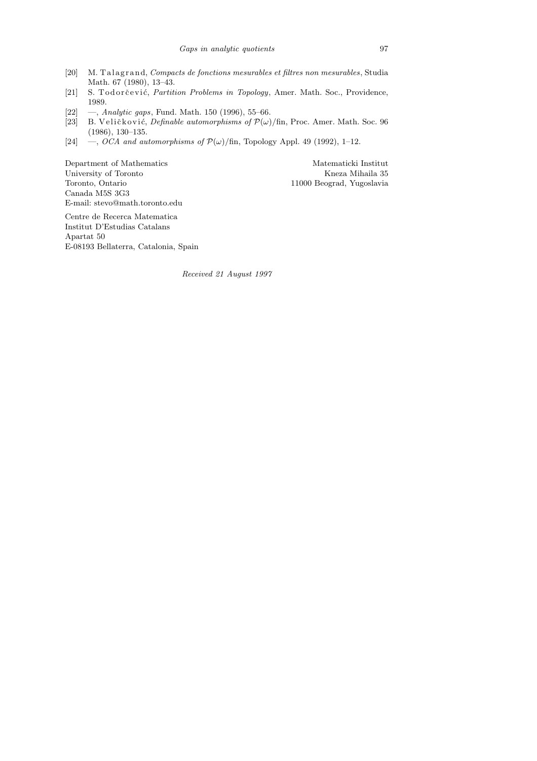[20] M. Talagrand, *Compacts de fonctions mesurables et filtres non mesurables*, Studia Math. 67 (1980), 13–43.

[21] S. Todorčević, *Partition Problems in Topology*, Amer. Math. Soc., Providence, 1989.

[22] —, *Analytic gaps*, Fund. Math. 150 (1996), 55–66.

[23] B. Veličković, *Definable automorphisms of* $\mathcal{P}(\omega)$/fin, Proc. Amer. Math. Soc. 96 (1986), 130–135.

[24] —, *OCA and automorphisms of* $\mathcal{P}(\omega)$/fin, Topology Appl. 49 (1992), 1–12.

Department of Mathematics
University of Toronto
Toronto, Ontario
Canada M5S 3G3
E-mail: stevo@math.toronto.edu

Centre de Recerca Matematica
Institut D'Estudias Catalans
Apartat 50
E-08193 Bellaterra, Catalonia, Spain

Matematicki Institut
Kneza Mihaila 35
11000 Beograd, Yugoslavia

*Received 21 August 1997*